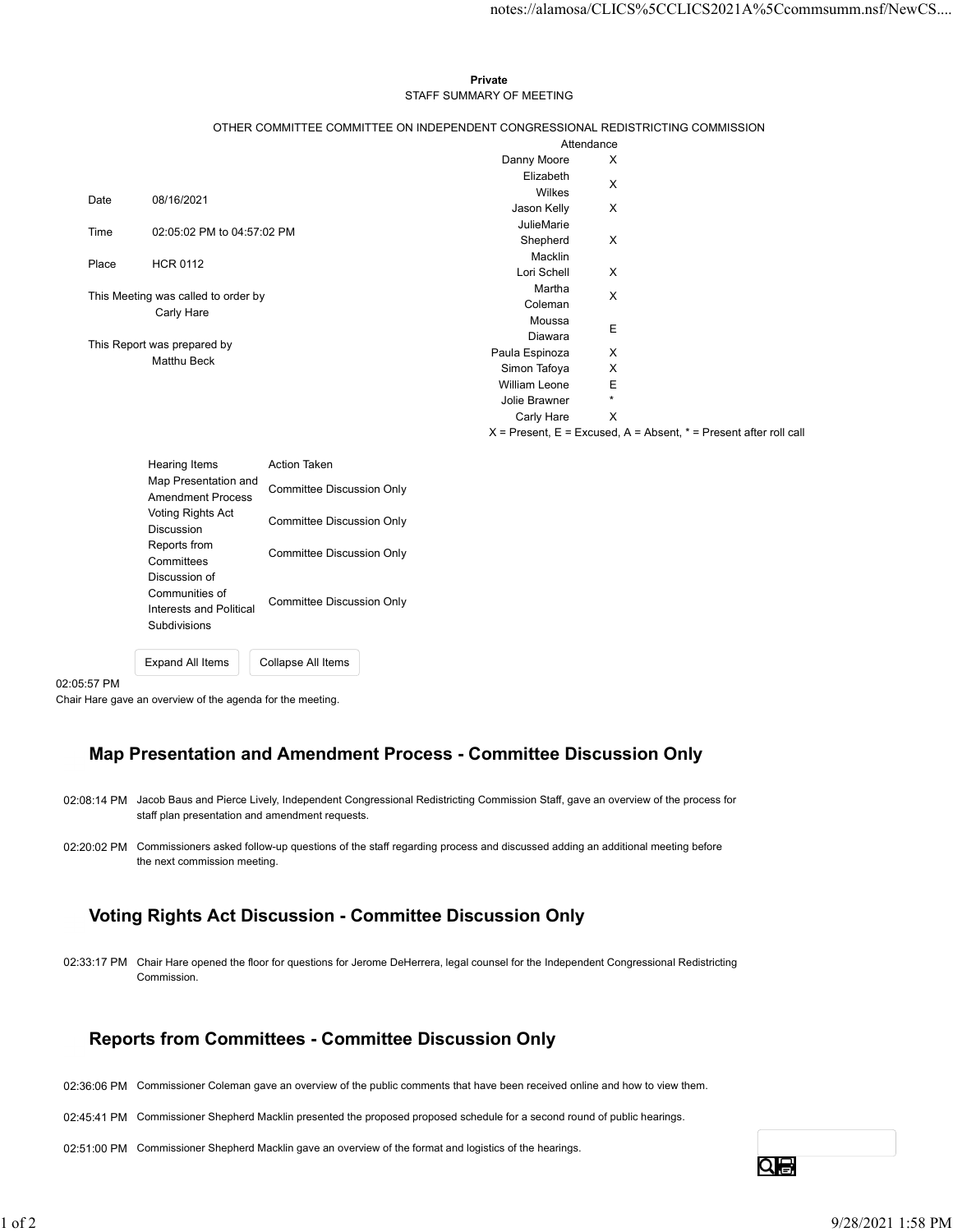**Private**

STAFF SUMMARY OF MEETING

OTHER COMMITTEE COMMITTEE ON INDEPENDENT CONGRESSIONAL REDISTRICTING COMMISSION

| | |
|---|---|
| Date | 08/16/2021 |
| Time | 02:05:02 PM to 04:57:02 PM |
| Place | HCR 0112 |

This Meeting was called to order by
Carly Hare

This Report was prepared by
Matthu Beck

| Attendance | |
|---|---|
| Danny Moore | X |
| Elizabeth Wilkes | X |
| Jason Kelly | X |
| JulieMarie Shepherd Macklin | X |
| Lori Schell | X |
| Martha Coleman | X |
| Moussa Diawara | E |
| Paula Espinoza | X |
| Simon Tafoya | X |
| William Leone | E |
| Jolie Brawner | * |
| Carly Hare | X |

X = Present, E = Excused, A = Absent, * = Present after roll call

| Hearing Items | Action Taken |
|---|---|
| Map Presentation and Amendment Process | Committee Discussion Only |
| Voting Rights Act Discussion | Committee Discussion Only |
| Reports from Committees | Committee Discussion Only |
| Discussion of Communities of Interests and Political Subdivisions | Committee Discussion Only |

02:05:57 PM
Chair Hare gave an overview of the agenda for the meeting.

## Map Presentation and Amendment Process - Committee Discussion Only

02:08:14 PM Jacob Baus and Pierce Lively, Independent Congressional Redistricting Commission Staff, gave an overview of the process for staff plan presentation and amendment requests.

02:20:02 PM Commissioners asked follow-up questions of the staff regarding process and discussed adding an additional meeting before the next commission meeting.

## Voting Rights Act Discussion - Committee Discussion Only

02:33:17 PM Chair Hare opened the floor for questions for Jerome DeHerrera, legal counsel for the Independent Congressional Redistricting Commission.

## Reports from Committees - Committee Discussion Only

02:36:06 PM Commissioner Coleman gave an overview of the public comments that have been received online and how to view them.

02:45:41 PM Commissioner Shepherd Macklin presented the proposed proposed schedule for a second round of public hearings.

02:51:00 PM Commissioner Shepherd Macklin gave an overview of the format and logistics of the hearings.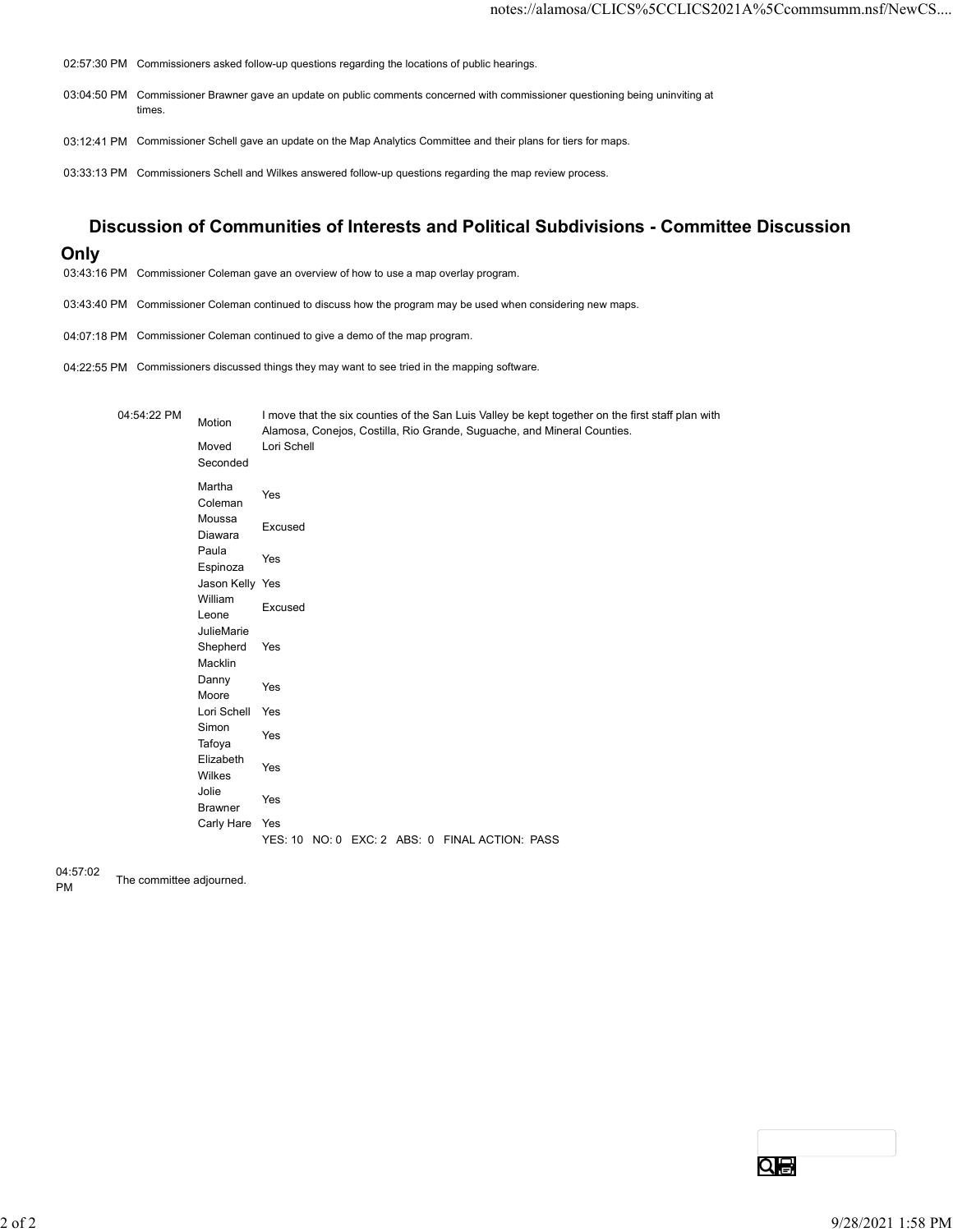| | |
|---|---|
| 02:57:30 PM | Commissioners asked follow-up questions regarding the locations of public hearings. |
| 03:04:50 PM | Commissioner Brawner gave an update on public comments concerned with commissioner questioning being uninviting at times. |
| 03:12:41 PM | Commissioner Schell gave an update on the Map Analytics Committee and their plans for tiers for maps. |
| 03:33:13 PM | Commissioners Schell and Wilkes answered follow-up questions regarding the map review process. |

## Discussion of Communities of Interests and Political Subdivisions - Committee Discussion Only

| | |
|---|---|
| 03:43:16 PM | Commissioner Coleman gave an overview of how to use a map overlay program. |
| 03:43:40 PM | Commissioner Coleman continued to discuss how the program may be used when considering new maps. |
| 04:07:18 PM | Commissioner Coleman continued to give a demo of the map program. |
| 04:22:55 PM | Commissioners discussed things they may want to see tried in the mapping software. |

| | | |
|---|---|---|
| 04:54:22 PM | Motion | I move that the six counties of the San Luis Valley be kept together on the first staff plan with Alamosa, Conejos, Costilla, Rio Grande, Suguache, and Mineral Counties. |
| | Moved | Lori Schell |
| | Seconded | |
| | Martha Coleman | Yes |
| | Moussa Diawara | Excused |
| | Paula Espinoza | Yes |
| | Jason Kelly | Yes |
| | William Leone | Excused |
| | JulieMarie Shepherd Macklin | Yes |
| | Danny Moore | Yes |
| | Lori Schell | Yes |
| | Simon Tafoya | Yes |
| | Elizabeth Wilkes | Yes |
| | Jolie Brawner | Yes |
| | Carly Hare | Yes |
| | | YES: 10 NO: 0 EXC: 2 ABS: 0 FINAL ACTION: PASS |

| | |
|---|---|
| 04:57:02 PM | The committee adjourned. |